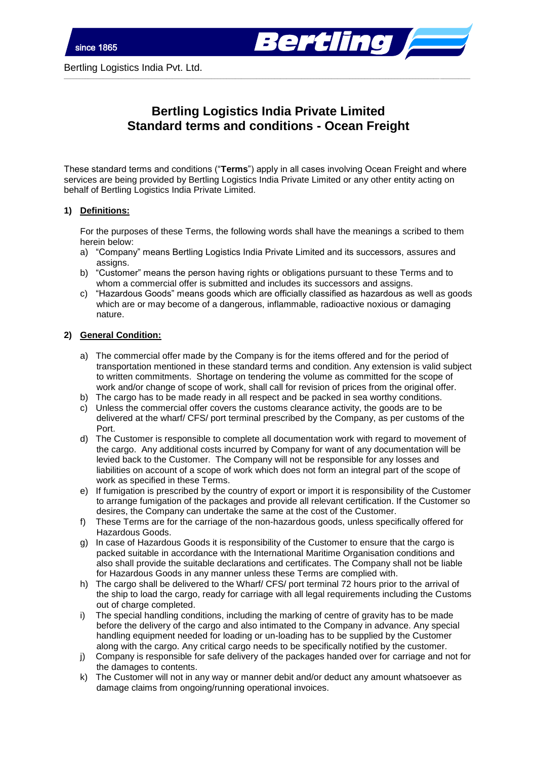# Bertling Logistics India Private Limited
# Standard terms and conditions - Ocean Freight

These standard terms and conditions ("**Terms**") apply in all cases involving Ocean Freight and where services are being provided by Bertling Logistics India Private Limited or any other entity acting on behalf of Bertling Logistics India Private Limited.

## 1) Definitions:

For the purposes of these Terms, the following words shall have the meanings a scribed to them herein below:

a) "Company" means Bertling Logistics India Private Limited and its successors, assures and assigns.
b) "Customer" means the person having rights or obligations pursuant to these Terms and to whom a commercial offer is submitted and includes its successors and assigns.
c) "Hazardous Goods" means goods which are officially classified as hazardous as well as goods which are or may become of a dangerous, inflammable, radioactive noxious or damaging nature.

## 2) General Condition:

a) The commercial offer made by the Company is for the items offered and for the period of transportation mentioned in these standard terms and condition. Any extension is valid subject to written commitments. Shortage on tendering the volume as committed for the scope of work and/or change of scope of work, shall call for revision of prices from the original offer.
b) The cargo has to be made ready in all respect and be packed in sea worthy conditions.
c) Unless the commercial offer covers the customs clearance activity, the goods are to be delivered at the wharf/ CFS/ port terminal prescribed by the Company, as per customs of the Port.
d) The Customer is responsible to complete all documentation work with regard to movement of the cargo. Any additional costs incurred by Company for want of any documentation will be levied back to the Customer. The Company will not be responsible for any losses and liabilities on account of a scope of work which does not form an integral part of the scope of work as specified in these Terms.
e) If fumigation is prescribed by the country of export or import it is responsibility of the Customer to arrange fumigation of the packages and provide all relevant certification. If the Customer so desires, the Company can undertake the same at the cost of the Customer.
f) These Terms are for the carriage of the non-hazardous goods, unless specifically offered for Hazardous Goods.
g) In case of Hazardous Goods it is responsibility of the Customer to ensure that the cargo is packed suitable in accordance with the International Maritime Organisation conditions and also shall provide the suitable declarations and certificates. The Company shall not be liable for Hazardous Goods in any manner unless these Terms are complied with.
h) The cargo shall be delivered to the Wharf/ CFS/ port terminal 72 hours prior to the arrival of the ship to load the cargo, ready for carriage with all legal requirements including the Customs out of charge completed.
i) The special handling conditions, including the marking of centre of gravity has to be made before the delivery of the cargo and also intimated to the Company in advance. Any special handling equipment needed for loading or un-loading has to be supplied by the Customer along with the cargo. Any critical cargo needs to be specifically notified by the customer.
j) Company is responsible for safe delivery of the packages handed over for carriage and not for the damages to contents.
k) The Customer will not in any way or manner debit and/or deduct any amount whatsoever as damage claims from ongoing/running operational invoices.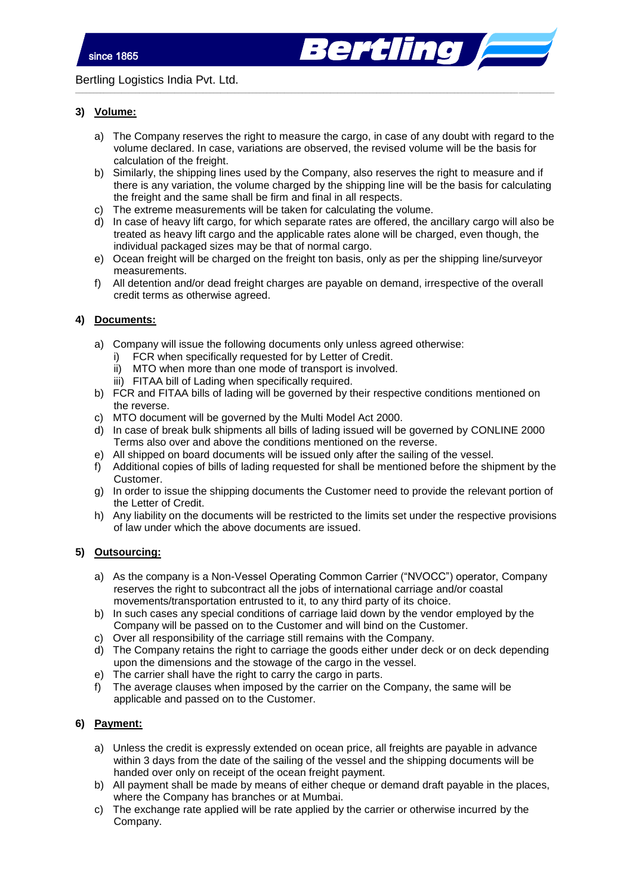## 3) Volume:

a) The Company reserves the right to measure the cargo, in case of any doubt with regard to the volume declared. In case, variations are observed, the revised volume will be the basis for calculation of the freight.
b) Similarly, the shipping lines used by the Company, also reserves the right to measure and if there is any variation, the volume charged by the shipping line will be the basis for calculating the freight and the same shall be firm and final in all respects.
c) The extreme measurements will be taken for calculating the volume.
d) In case of heavy lift cargo, for which separate rates are offered, the ancillary cargo will also be treated as heavy lift cargo and the applicable rates alone will be charged, even though, the individual packaged sizes may be that of normal cargo.
e) Ocean freight will be charged on the freight ton basis, only as per the shipping line/surveyor measurements.
f) All detention and/or dead freight charges are payable on demand, irrespective of the overall credit terms as otherwise agreed.

## 4) Documents:

a) Company will issue the following documents only unless agreed otherwise:
   i) FCR when specifically requested for by Letter of Credit.
   ii) MTO when more than one mode of transport is involved.
   iii) FITAA bill of Lading when specifically required.
b) FCR and FITAA bills of lading will be governed by their respective conditions mentioned on the reverse.
c) MTO document will be governed by the Multi Model Act 2000.
d) In case of break bulk shipments all bills of lading issued will be governed by CONLINE 2000 Terms also over and above the conditions mentioned on the reverse.
e) All shipped on board documents will be issued only after the sailing of the vessel.
f) Additional copies of bills of lading requested for shall be mentioned before the shipment by the Customer.
g) In order to issue the shipping documents the Customer need to provide the relevant portion of the Letter of Credit.
h) Any liability on the documents will be restricted to the limits set under the respective provisions of law under which the above documents are issued.

## 5) Outsourcing:

a) As the company is a Non-Vessel Operating Common Carrier ("NVOCC") operator, Company reserves the right to subcontract all the jobs of international carriage and/or coastal movements/transportation entrusted to it, to any third party of its choice.
b) In such cases any special conditions of carriage laid down by the vendor employed by the Company will be passed on to the Customer and will bind on the Customer.
c) Over all responsibility of the carriage still remains with the Company.
d) The Company retains the right to carriage the goods either under deck or on deck depending upon the dimensions and the stowage of the cargo in the vessel.
e) The carrier shall have the right to carry the cargo in parts.
f) The average clauses when imposed by the carrier on the Company, the same will be applicable and passed on to the Customer.

## 6) Payment:

a) Unless the credit is expressly extended on ocean price, all freights are payable in advance within 3 days from the date of the sailing of the vessel and the shipping documents will be handed over only on receipt of the ocean freight payment.
b) All payment shall be made by means of either cheque or demand draft payable in the places, where the Company has branches or at Mumbai.
c) The exchange rate applied will be rate applied by the carrier or otherwise incurred by the Company.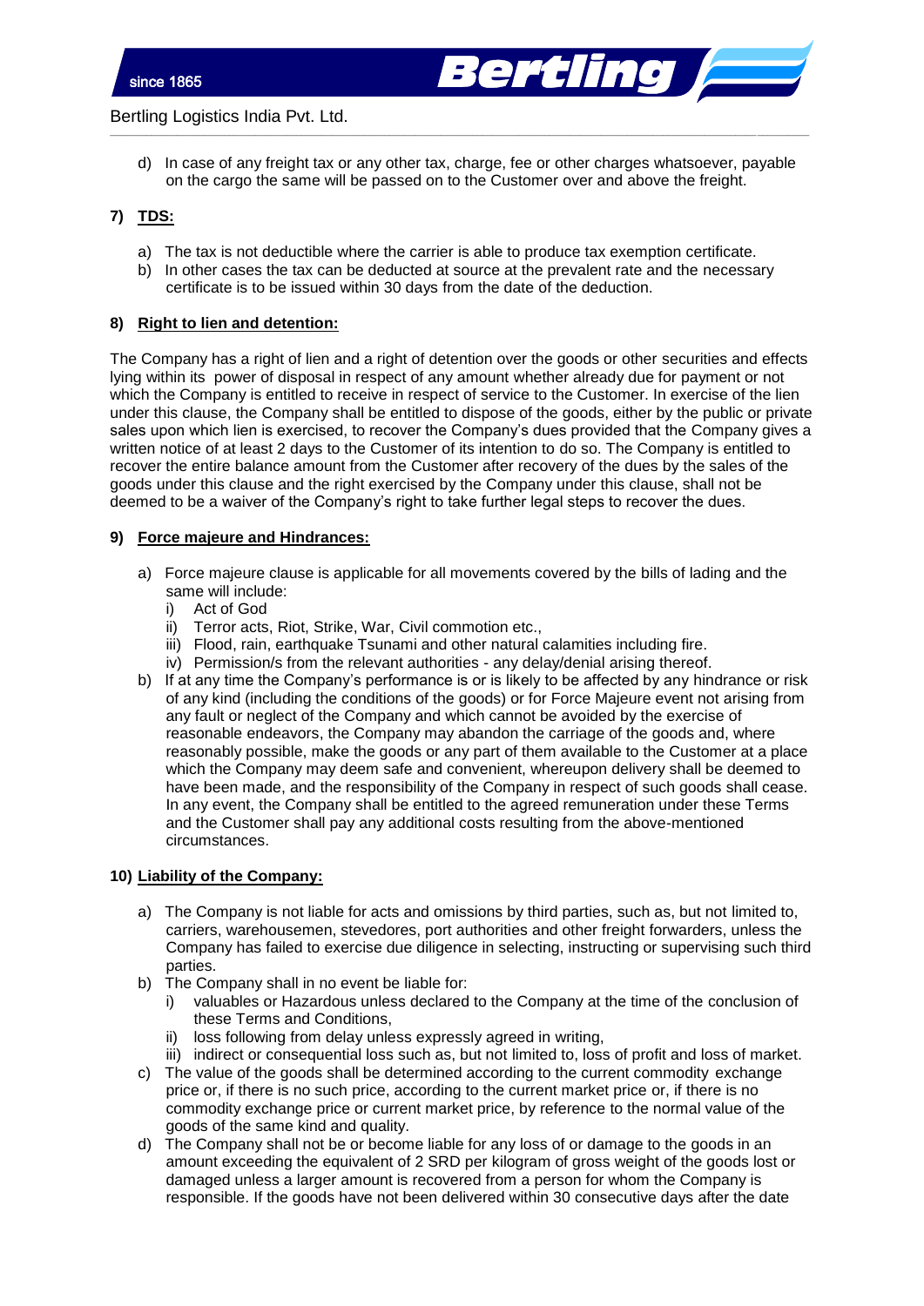d) In case of any freight tax or any other tax, charge, fee or other charges whatsoever, payable on the cargo the same will be passed on to the Customer over and above the freight.

## 7) TDS:

a) The tax is not deductible where the carrier is able to produce tax exemption certificate.
b) In other cases the tax can be deducted at source at the prevalent rate and the necessary certificate is to be issued within 30 days from the date of the deduction.

## 8) Right to lien and detention:

The Company has a right of lien and a right of detention over the goods or other securities and effects lying within its power of disposal in respect of any amount whether already due for payment or not which the Company is entitled to receive in respect of service to the Customer. In exercise of the lien under this clause, the Company shall be entitled to dispose of the goods, either by the public or private sales upon which lien is exercised, to recover the Company's dues provided that the Company gives a written notice of at least 2 days to the Customer of its intention to do so. The Company is entitled to recover the entire balance amount from the Customer after recovery of the dues by the sales of the goods under this clause and the right exercised by the Company under this clause, shall not be deemed to be a waiver of the Company's right to take further legal steps to recover the dues.

## 9) Force majeure and Hindrances:

a) Force majeure clause is applicable for all movements covered by the bills of lading and the same will include:
   i) Act of God
   ii) Terror acts, Riot, Strike, War, Civil commotion etc.,
   iii) Flood, rain, earthquake Tsunami and other natural calamities including fire.
   iv) Permission/s from the relevant authorities - any delay/denial arising thereof.
b) If at any time the Company's performance is or is likely to be affected by any hindrance or risk of any kind (including the conditions of the goods) or for Force Majeure event not arising from any fault or neglect of the Company and which cannot be avoided by the exercise of reasonable endeavors, the Company may abandon the carriage of the goods and, where reasonably possible, make the goods or any part of them available to the Customer at a place which the Company may deem safe and convenient, whereupon delivery shall be deemed to have been made, and the responsibility of the Company in respect of such goods shall cease. In any event, the Company shall be entitled to the agreed remuneration under these Terms and the Customer shall pay any additional costs resulting from the above-mentioned circumstances.

## 10) Liability of the Company:

a) The Company is not liable for acts and omissions by third parties, such as, but not limited to, carriers, warehousemen, stevedores, port authorities and other freight forwarders, unless the Company has failed to exercise due diligence in selecting, instructing or supervising such third parties.
b) The Company shall in no event be liable for:
   i) valuables or Hazardous unless declared to the Company at the time of the conclusion of these Terms and Conditions,
   ii) loss following from delay unless expressly agreed in writing,
   iii) indirect or consequential loss such as, but not limited to, loss of profit and loss of market.
c) The value of the goods shall be determined according to the current commodity exchange price or, if there is no such price, according to the current market price or, if there is no commodity exchange price or current market price, by reference to the normal value of the goods of the same kind and quality.
d) The Company shall not be or become liable for any loss of or damage to the goods in an amount exceeding the equivalent of 2 SRD per kilogram of gross weight of the goods lost or damaged unless a larger amount is recovered from a person for whom the Company is responsible. If the goods have not been delivered within 30 consecutive days after the date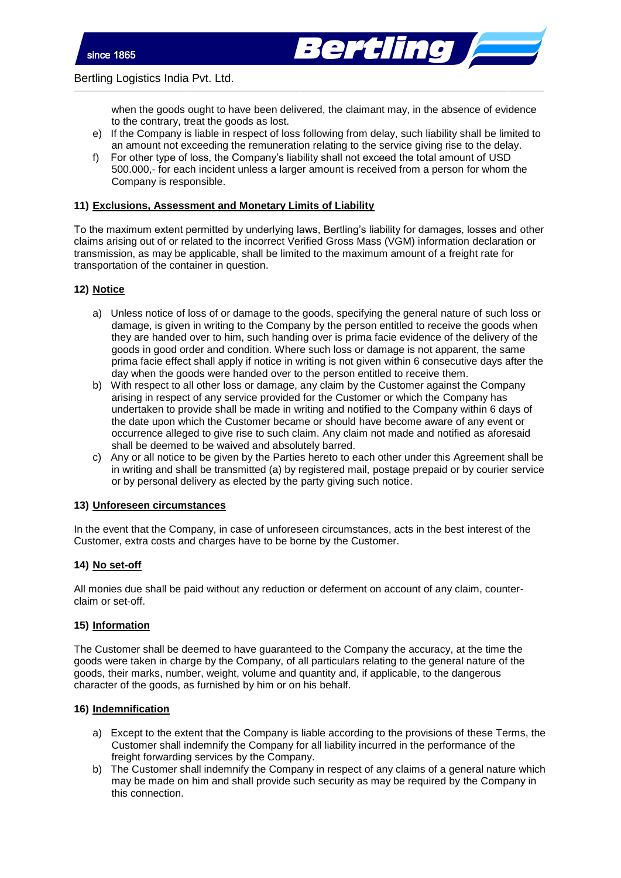when the goods ought to have been delivered, the claimant may, in the absence of evidence to the contrary, treat the goods as lost.

e) If the Company is liable in respect of loss following from delay, such liability shall be limited to an amount not exceeding the remuneration relating to the service giving rise to the delay.

f) For other type of loss, the Company's liability shall not exceed the total amount of USD 500.000,- for each incident unless a larger amount is received from a person for whom the Company is responsible.

### 11) <u>Exclusions, Assessment and Monetary Limits of Liability</u>

To the maximum extent permitted by underlying laws, Bertling's liability for damages, losses and other claims arising out of or related to the incorrect Verified Gross Mass (VGM) information declaration or transmission, as may be applicable, shall be limited to the maximum amount of a freight rate for transportation of the container in question.

### 12) <u>Notice</u>

a) Unless notice of loss of or damage to the goods, specifying the general nature of such loss or damage, is given in writing to the Company by the person entitled to receive the goods when they are handed over to him, such handing over is prima facie evidence of the delivery of the goods in good order and condition. Where such loss or damage is not apparent, the same prima facie effect shall apply if notice in writing is not given within 6 consecutive days after the day when the goods were handed over to the person entitled to receive them.

b) With respect to all other loss or damage, any claim by the Customer against the Company arising in respect of any service provided for the Customer or which the Company has undertaken to provide shall be made in writing and notified to the Company within 6 days of the date upon which the Customer became or should have become aware of any event or occurrence alleged to give rise to such claim. Any claim not made and notified as aforesaid shall be deemed to be waived and absolutely barred.

c) Any or all notice to be given by the Parties hereto to each other under this Agreement shall be in writing and shall be transmitted (a) by registered mail, postage prepaid or by courier service or by personal delivery as elected by the party giving such notice.

### 13) <u>Unforeseen circumstances</u>

In the event that the Company, in case of unforeseen circumstances, acts in the best interest of the Customer, extra costs and charges have to be borne by the Customer.

### 14) <u>No set-off</u>

All monies due shall be paid without any reduction or deferment on account of any claim, counter-claim or set-off.

### 15) <u>Information</u>

The Customer shall be deemed to have guaranteed to the Company the accuracy, at the time the goods were taken in charge by the Company, of all particulars relating to the general nature of the goods, their marks, number, weight, volume and quantity and, if applicable, to the dangerous character of the goods, as furnished by him or on his behalf.

### 16) <u>Indemnification</u>

a) Except to the extent that the Company is liable according to the provisions of these Terms, the Customer shall indemnify the Company for all liability incurred in the performance of the freight forwarding services by the Company.

b) The Customer shall indemnify the Company in respect of any claims of a general nature which may be made on him and shall provide such security as may be required by the Company in this connection.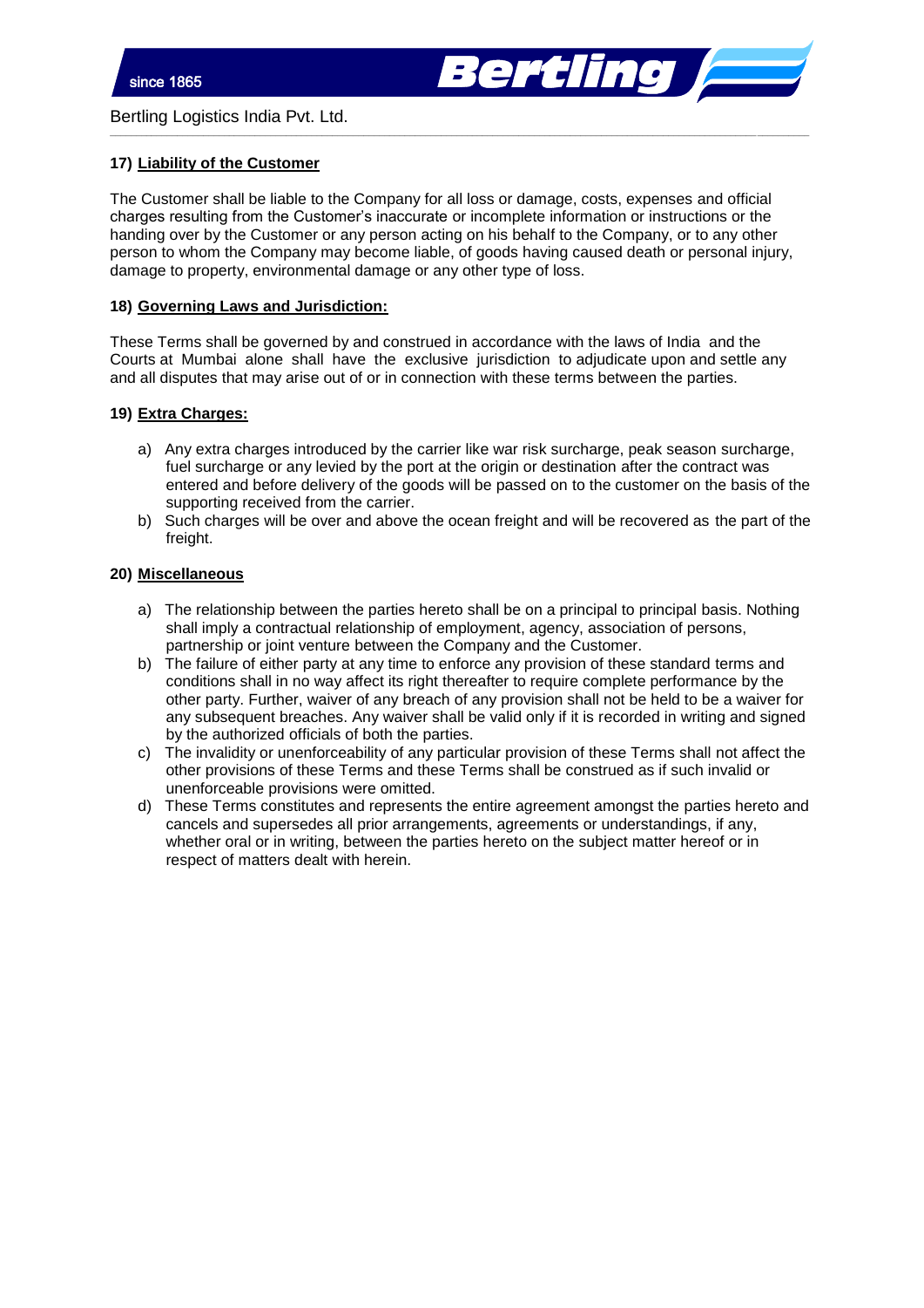**17) Liability of the Customer**

The Customer shall be liable to the Company for all loss or damage, costs, expenses and official charges resulting from the Customer's inaccurate or incomplete information or instructions or the handing over by the Customer or any person acting on his behalf to the Company, or to any other person to whom the Company may become liable, of goods having caused death or personal injury, damage to property, environmental damage or any other type of loss.

**18) Governing Laws and Jurisdiction:**

These Terms shall be governed by and construed in accordance with the laws of India and the Courts at Mumbai alone shall have the exclusive jurisdiction to adjudicate upon and settle any and all disputes that may arise out of or in connection with these terms between the parties.

**19) Extra Charges:**

a) Any extra charges introduced by the carrier like war risk surcharge, peak season surcharge, fuel surcharge or any levied by the port at the origin or destination after the contract was entered and before delivery of the goods will be passed on to the customer on the basis of the supporting received from the carrier.
b) Such charges will be over and above the ocean freight and will be recovered as the part of the freight.

**20) Miscellaneous**

a) The relationship between the parties hereto shall be on a principal to principal basis. Nothing shall imply a contractual relationship of employment, agency, association of persons, partnership or joint venture between the Company and the Customer.
b) The failure of either party at any time to enforce any provision of these standard terms and conditions shall in no way affect its right thereafter to require complete performance by the other party. Further, waiver of any breach of any provision shall not be held to be a waiver for any subsequent breaches. Any waiver shall be valid only if it is recorded in writing and signed by the authorized officials of both the parties.
c) The invalidity or unenforceability of any particular provision of these Terms shall not affect the other provisions of these Terms and these Terms shall be construed as if such invalid or unenforceable provisions were omitted.
d) These Terms constitutes and represents the entire agreement amongst the parties hereto and cancels and supersedes all prior arrangements, agreements or understandings, if any, whether oral or in writing, between the parties hereto on the subject matter hereof or in respect of matters dealt with herein.